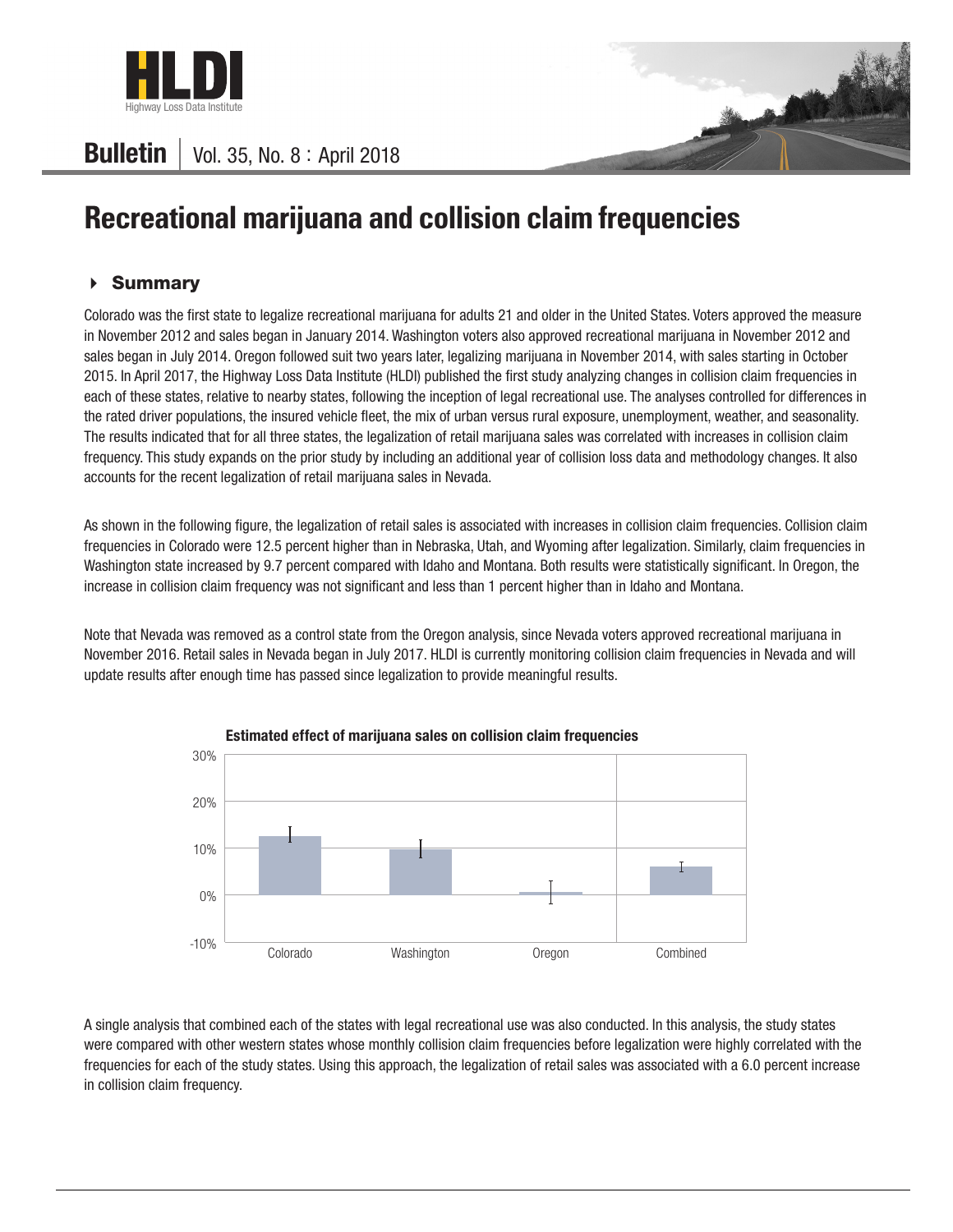Bulletin | Vol. 35, No. 8 : April 2018

# Recreational marijuana and collision claim frequencies

## Summary

Colorado was the first state to legalize recreational marijuana for adults 21 and older in the United States. Voters approved the measure in November 2012 and sales began in January 2014. Washington voters also approved recreational marijuana in November 2012 and sales began in July 2014. Oregon followed suit two years later, legalizing marijuana in November 2014, with sales starting in October 2015. In April 2017, the Highway Loss Data Institute (HLDI) published the first study analyzing changes in collision claim frequencies in each of these states, relative to nearby states, following the inception of legal recreational use. The analyses controlled for differences in the rated driver populations, the insured vehicle fleet, the mix of urban versus rural exposure, unemployment, weather, and seasonality. The results indicated that for all three states, the legalization of retail marijuana sales was correlated with increases in collision claim frequency. This study expands on the prior study by including an additional year of collision loss data and methodology changes. It also accounts for the recent legalization of retail marijuana sales in Nevada.

As shown in the following figure, the legalization of retail sales is associated with increases in collision claim frequencies. Collision claim frequencies in Colorado were 12.5 percent higher than in Nebraska, Utah, and Wyoming after legalization. Similarly, claim frequencies in Washington state increased by 9.7 percent compared with Idaho and Montana. Both results were statistically significant. In Oregon, the increase in collision claim frequency was not significant and less than 1 percent higher than in Idaho and Montana.

Note that Nevada was removed as a control state from the Oregon analysis, since Nevada voters approved recreational marijuana in November 2016. Retail sales in Nevada began in July 2017. HLDI is currently monitoring collision claim frequencies in Nevada and will update results after enough time has passed since legalization to provide meaningful results.

**Estimated effect of marijuana sales on collision claim frequencies**

| State | Estimated effect |
| --- | --- |
| Colorado | 12.5% |
| Washington | 9.7% |
| Oregon | <1% |
| Combined | 6.0% |

A single analysis that combined each of the states with legal recreational use was also conducted. In this analysis, the study states were compared with other western states whose monthly collision claim frequencies before legalization were highly correlated with the frequencies for each of the study states. Using this approach, the legalization of retail sales was associated with a 6.0 percent increase in collision claim frequency.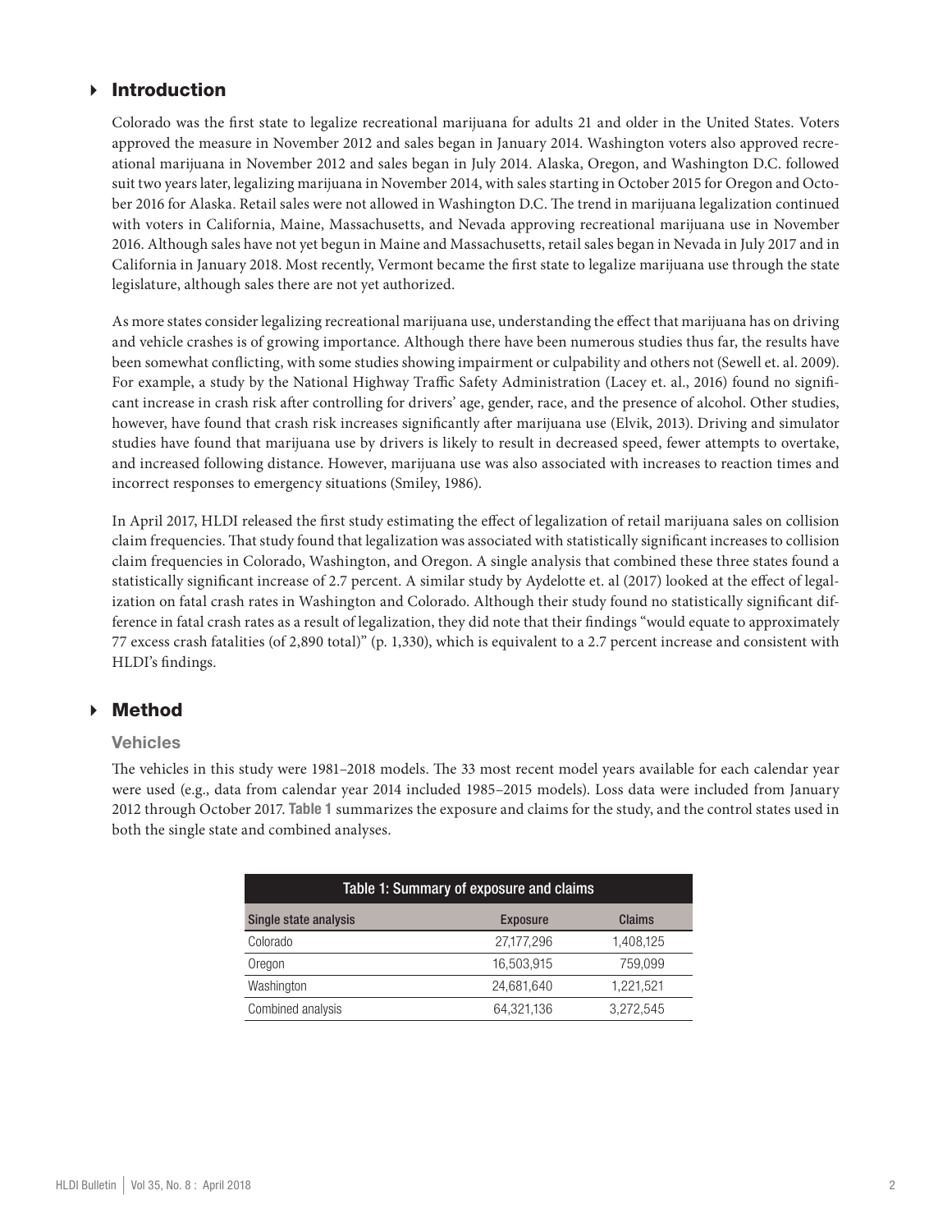## Introduction

Colorado was the first state to legalize recreational marijuana for adults 21 and older in the United States. Voters approved the measure in November 2012 and sales began in January 2014. Washington voters also approved recreational marijuana in November 2012 and sales began in July 2014. Alaska, Oregon, and Washington D.C. followed suit two years later, legalizing marijuana in November 2014, with sales starting in October 2015 for Oregon and October 2016 for Alaska. Retail sales were not allowed in Washington D.C. The trend in marijuana legalization continued with voters in California, Maine, Massachusetts, and Nevada approving recreational marijuana use in November 2016. Although sales have not yet begun in Maine and Massachusetts, retail sales began in Nevada in July 2017 and in California in January 2018. Most recently, Vermont became the first state to legalize marijuana use through the state legislature, although sales there are not yet authorized.

As more states consider legalizing recreational marijuana use, understanding the effect that marijuana has on driving and vehicle crashes is of growing importance. Although there have been numerous studies thus far, the results have been somewhat conflicting, with some studies showing impairment or culpability and others not (Sewell et. al. 2009). For example, a study by the National Highway Traffic Safety Administration (Lacey et. al., 2016) found no significant increase in crash risk after controlling for drivers' age, gender, race, and the presence of alcohol. Other studies, however, have found that crash risk increases significantly after marijuana use (Elvik, 2013). Driving and simulator studies have found that marijuana use by drivers is likely to result in decreased speed, fewer attempts to overtake, and increased following distance. However, marijuana use was also associated with increases to reaction times and incorrect responses to emergency situations (Smiley, 1986).

In April 2017, HLDI released the first study estimating the effect of legalization of retail marijuana sales on collision claim frequencies. That study found that legalization was associated with statistically significant increases to collision claim frequencies in Colorado, Washington, and Oregon. A single analysis that combined these three states found a statistically significant increase of 2.7 percent. A similar study by Aydelotte et. al (2017) looked at the effect of legalization on fatal crash rates in Washington and Colorado. Although their study found no statistically significant difference in fatal crash rates as a result of legalization, they did note that their findings "would equate to approximately 77 excess crash fatalities (of 2,890 total)" (p. 1,330), which is equivalent to a 2.7 percent increase and consistent with HLDI's findings.

## Method

### Vehicles

The vehicles in this study were 1981–2018 models. The 33 most recent model years available for each calendar year were used (e.g., data from calendar year 2014 included 1985–2015 models). Loss data were included from January 2012 through October 2017. **Table 1** summarizes the exposure and claims for the study, and the control states used in both the single state and combined analyses.

| Table 1: Summary of exposure and claims | | |
|---|---|---|
| **Single state analysis** | **Exposure** | **Claims** |
| Colorado | 27,177,296 | 1,408,125 |
| Oregon | 16,503,915 | 759,099 |
| Washington | 24,681,640 | 1,221,521 |
| Combined analysis | 64,321,136 | 3,272,545 |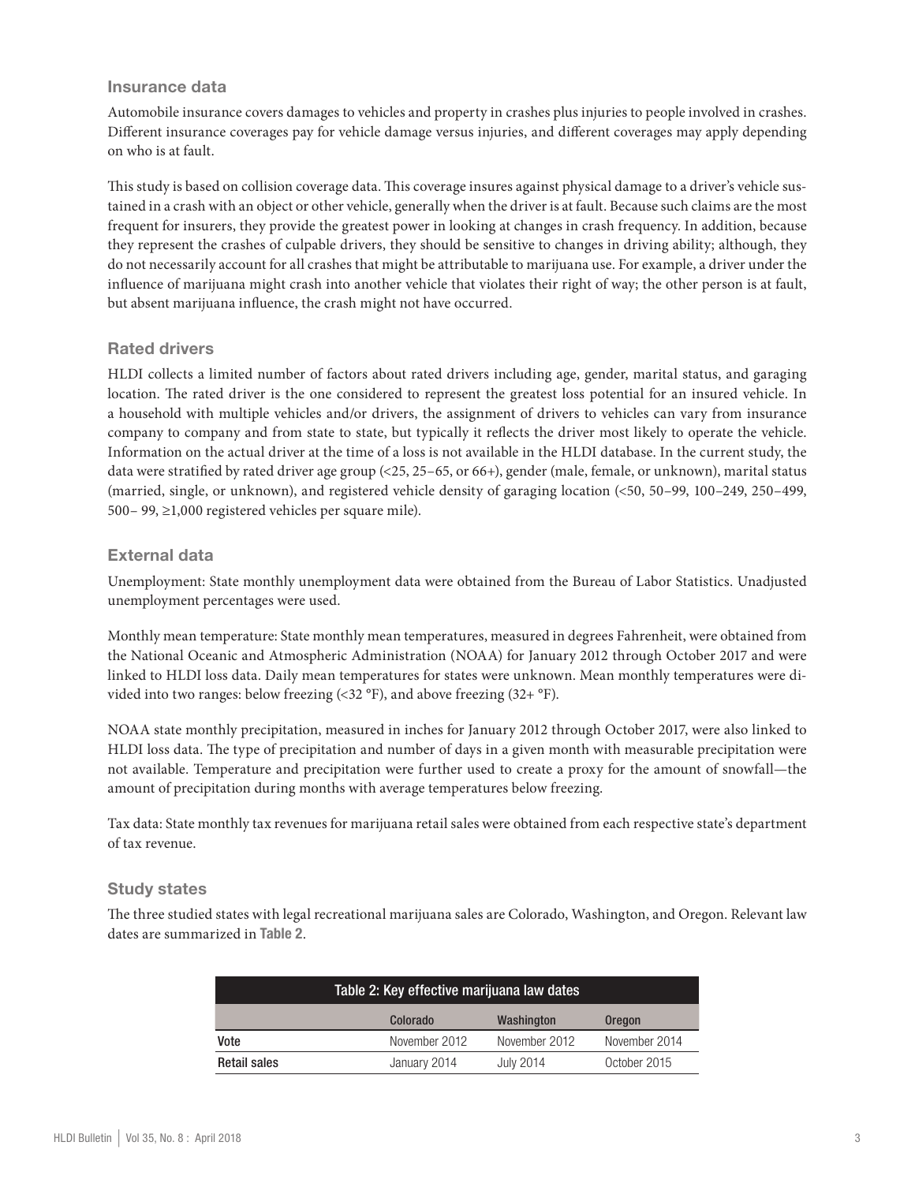## Insurance data

Automobile insurance covers damages to vehicles and property in crashes plus injuries to people involved in crashes. Different insurance coverages pay for vehicle damage versus injuries, and different coverages may apply depending on who is at fault.

This study is based on collision coverage data. This coverage insures against physical damage to a driver's vehicle sustained in a crash with an object or other vehicle, generally when the driver is at fault. Because such claims are the most frequent for insurers, they provide the greatest power in looking at changes in crash frequency. In addition, because they represent the crashes of culpable drivers, they should be sensitive to changes in driving ability; although, they do not necessarily account for all crashes that might be attributable to marijuana use. For example, a driver under the influence of marijuana might crash into another vehicle that violates their right of way; the other person is at fault, but absent marijuana influence, the crash might not have occurred.

## Rated drivers

HLDI collects a limited number of factors about rated drivers including age, gender, marital status, and garaging location. The rated driver is the one considered to represent the greatest loss potential for an insured vehicle. In a household with multiple vehicles and/or drivers, the assignment of drivers to vehicles can vary from insurance company to company and from state to state, but typically it reflects the driver most likely to operate the vehicle. Information on the actual driver at the time of a loss is not available in the HLDI database. In the current study, the data were stratified by rated driver age group (<25, 25–65, or 66+), gender (male, female, or unknown), marital status (married, single, or unknown), and registered vehicle density of garaging location (<50, 50–99, 100–249, 250–499, 500– 99, ≥1,000 registered vehicles per square mile).

## External data

Unemployment: State monthly unemployment data were obtained from the Bureau of Labor Statistics. Unadjusted unemployment percentages were used.

Monthly mean temperature: State monthly mean temperatures, measured in degrees Fahrenheit, were obtained from the National Oceanic and Atmospheric Administration (NOAA) for January 2012 through October 2017 and were linked to HLDI loss data. Daily mean temperatures for states were unknown. Mean monthly temperatures were divided into two ranges: below freezing (<32 °F), and above freezing (32+ °F).

NOAA state monthly precipitation, measured in inches for January 2012 through October 2017, were also linked to HLDI loss data. The type of precipitation and number of days in a given month with measurable precipitation were not available. Temperature and precipitation were further used to create a proxy for the amount of snowfall—the amount of precipitation during months with average temperatures below freezing.

Tax data: State monthly tax revenues for marijuana retail sales were obtained from each respective state's department of tax revenue.

## Study states

The three studied states with legal recreational marijuana sales are Colorado, Washington, and Oregon. Relevant law dates are summarized in **Table 2**.

**Table 2: Key effective marijuana law dates**

| | Colorado | Washington | Oregon |
|---|---|---|---|
| **Vote** | November 2012 | November 2012 | November 2014 |
| **Retail sales** | January 2014 | July 2014 | October 2015 |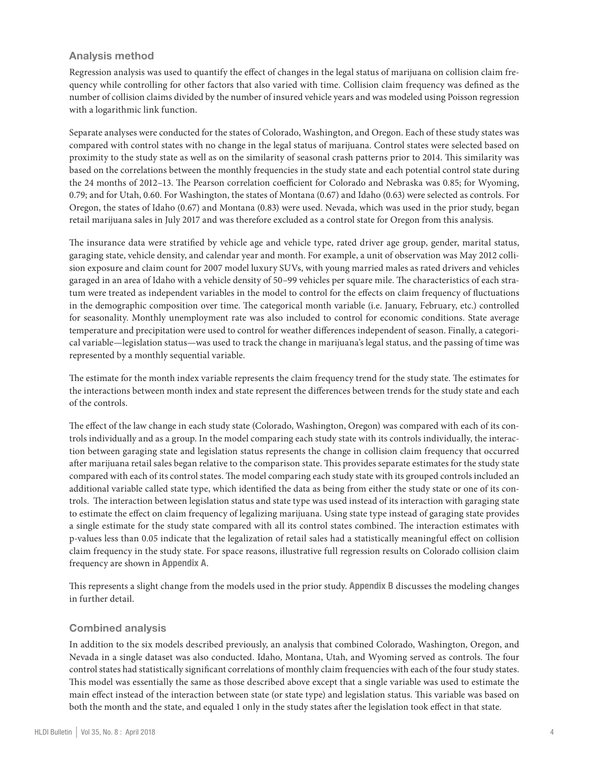## Analysis method

Regression analysis was used to quantify the effect of changes in the legal status of marijuana on collision claim frequency while controlling for other factors that also varied with time. Collision claim frequency was defined as the number of collision claims divided by the number of insured vehicle years and was modeled using Poisson regression with a logarithmic link function.

Separate analyses were conducted for the states of Colorado, Washington, and Oregon. Each of these study states was compared with control states with no change in the legal status of marijuana. Control states were selected based on proximity to the study state as well as on the similarity of seasonal crash patterns prior to 2014. This similarity was based on the correlations between the monthly frequencies in the study state and each potential control state during the 24 months of 2012–13. The Pearson correlation coefficient for Colorado and Nebraska was 0.85; for Wyoming, 0.79; and for Utah, 0.60. For Washington, the states of Montana (0.67) and Idaho (0.63) were selected as controls. For Oregon, the states of Idaho (0.67) and Montana (0.83) were used. Nevada, which was used in the prior study, began retail marijuana sales in July 2017 and was therefore excluded as a control state for Oregon from this analysis.

The insurance data were stratified by vehicle age and vehicle type, rated driver age group, gender, marital status, garaging state, vehicle density, and calendar year and month. For example, a unit of observation was May 2012 collision exposure and claim count for 2007 model luxury SUVs, with young married males as rated drivers and vehicles garaged in an area of Idaho with a vehicle density of 50–99 vehicles per square mile. The characteristics of each stratum were treated as independent variables in the model to control for the effects on claim frequency of fluctuations in the demographic composition over time. The categorical month variable (i.e. January, February, etc.) controlled for seasonality. Monthly unemployment rate was also included to control for economic conditions. State average temperature and precipitation were used to control for weather differences independent of season. Finally, a categorical variable—legislation status—was used to track the change in marijuana's legal status, and the passing of time was represented by a monthly sequential variable.

The estimate for the month index variable represents the claim frequency trend for the study state. The estimates for the interactions between month index and state represent the differences between trends for the study state and each of the controls.

The effect of the law change in each study state (Colorado, Washington, Oregon) was compared with each of its controls individually and as a group. In the model comparing each study state with its controls individually, the interaction between garaging state and legislation status represents the change in collision claim frequency that occurred after marijuana retail sales began relative to the comparison state. This provides separate estimates for the study state compared with each of its control states. The model comparing each study state with its grouped controls included an additional variable called state type, which identified the data as being from either the study state or one of its controls. The interaction between legislation status and state type was used instead of its interaction with garaging state to estimate the effect on claim frequency of legalizing marijuana. Using state type instead of garaging state provides a single estimate for the study state compared with all its control states combined. The interaction estimates with p-values less than 0.05 indicate that the legalization of retail sales had a statistically meaningful effect on collision claim frequency in the study state. For space reasons, illustrative full regression results on Colorado collision claim frequency are shown in **Appendix A**.

This represents a slight change from the models used in the prior study. **Appendix B** discusses the modeling changes in further detail.

## Combined analysis

In addition to the six models described previously, an analysis that combined Colorado, Washington, Oregon, and Nevada in a single dataset was also conducted. Idaho, Montana, Utah, and Wyoming served as controls. The four control states had statistically significant correlations of monthly claim frequencies with each of the four study states. This model was essentially the same as those described above except that a single variable was used to estimate the main effect instead of the interaction between state (or state type) and legislation status. This variable was based on both the month and the state, and equaled 1 only in the study states after the legislation took effect in that state.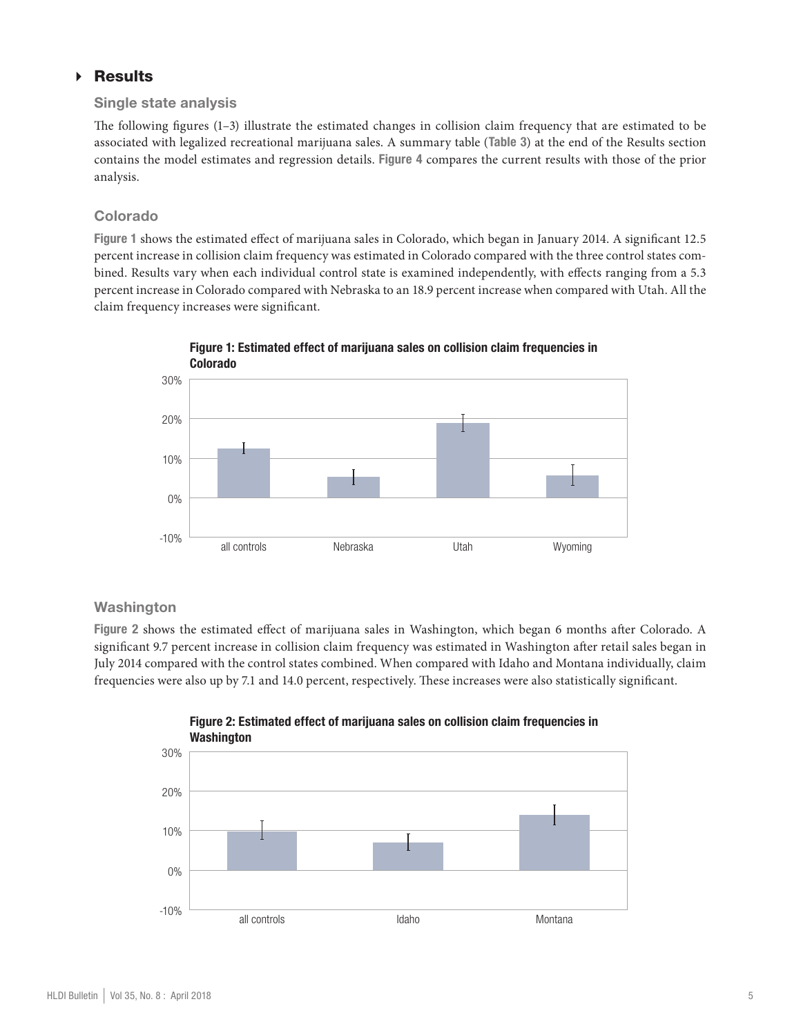## Results

### Single state analysis

The following figures (1–3) illustrate the estimated changes in collision claim frequency that are estimated to be associated with legalized recreational marijuana sales. A summary table (**Table 3**) at the end of the Results section contains the model estimates and regression details. **Figure 4** compares the current results with those of the prior analysis.

### Colorado

**Figure 1** shows the estimated effect of marijuana sales in Colorado, which began in January 2014. A significant 12.5 percent increase in collision claim frequency was estimated in Colorado compared with the three control states combined. Results vary when each individual control state is examined independently, with effects ranging from a 5.3 percent increase in Colorado compared with Nebraska to an 18.9 percent increase when compared with Utah. All the claim frequency increases were significant.

**Figure 1: Estimated effect of marijuana sales on collision claim frequencies in Colorado**

### Washington

**Figure 2** shows the estimated effect of marijuana sales in Washington, which began 6 months after Colorado. A significant 9.7 percent increase in collision claim frequency was estimated in Washington after retail sales began in July 2014 compared with the control states combined. When compared with Idaho and Montana individually, claim frequencies were also up by 7.1 and 14.0 percent, respectively. These increases were also statistically significant.

**Figure 2: Estimated effect of marijuana sales on collision claim frequencies in Washington**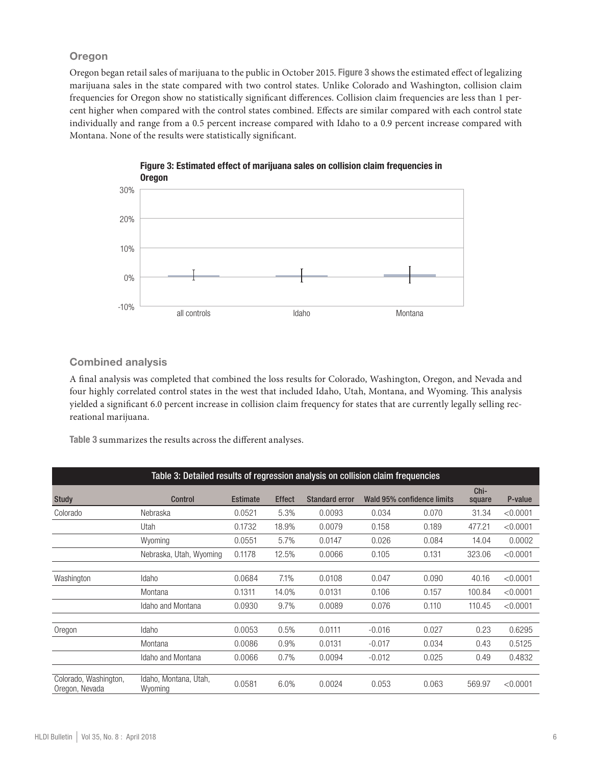## Oregon

Oregon began retail sales of marijuana to the public in October 2015. **Figure 3** shows the estimated effect of legalizing marijuana sales in the state compared with two control states. Unlike Colorado and Washington, collision claim frequencies for Oregon show no statistically significant differences. Collision claim frequencies are less than 1 percent higher when compared with the control states combined. Effects are similar compared with each control state individually and range from a 0.5 percent increase compared with Idaho to a 0.9 percent increase compared with Montana. None of the results were statistically significant.

**Figure 3: Estimated effect of marijuana sales on collision claim frequencies in Oregon**

## Combined analysis

A final analysis was completed that combined the loss results for Colorado, Washington, Oregon, and Nevada and four highly correlated control states in the west that included Idaho, Utah, Montana, and Wyoming. This analysis yielded a significant 6.0 percent increase in collision claim frequency for states that are currently legally selling recreational marijuana.

**Table 3** summarizes the results across the different analyses.

**Table 3: Detailed results of regression analysis on collision claim frequencies**

| Study | Control | Estimate | Effect | Standard error | Wald 95% confidence limits | | Chi-square | P-value |
|---|---|---|---|---|---|---|---|---|
| Colorado | Nebraska | 0.0521 | 5.3% | 0.0093 | 0.034 | 0.070 | 31.34 | <0.0001 |
| | Utah | 0.1732 | 18.9% | 0.0079 | 0.158 | 0.189 | 477.21 | <0.0001 |
| | Wyoming | 0.0551 | 5.7% | 0.0147 | 0.026 | 0.084 | 14.04 | 0.0002 |
| | Nebraska, Utah, Wyoming | 0.1178 | 12.5% | 0.0066 | 0.105 | 0.131 | 323.06 | <0.0001 |
| Washington | Idaho | 0.0684 | 7.1% | 0.0108 | 0.047 | 0.090 | 40.16 | <0.0001 |
| | Montana | 0.1311 | 14.0% | 0.0131 | 0.106 | 0.157 | 100.84 | <0.0001 |
| | Idaho and Montana | 0.0930 | 9.7% | 0.0089 | 0.076 | 0.110 | 110.45 | <0.0001 |
| Oregon | Idaho | 0.0053 | 0.5% | 0.0111 | -0.016 | 0.027 | 0.23 | 0.6295 |
| | Montana | 0.0086 | 0.9% | 0.0131 | -0.017 | 0.034 | 0.43 | 0.5125 |
| | Idaho and Montana | 0.0066 | 0.7% | 0.0094 | -0.012 | 0.025 | 0.49 | 0.4832 |
| Colorado, Washington, Oregon, Nevada | Idaho, Montana, Utah, Wyoming | 0.0581 | 6.0% | 0.0024 | 0.053 | 0.063 | 569.97 | <0.0001 |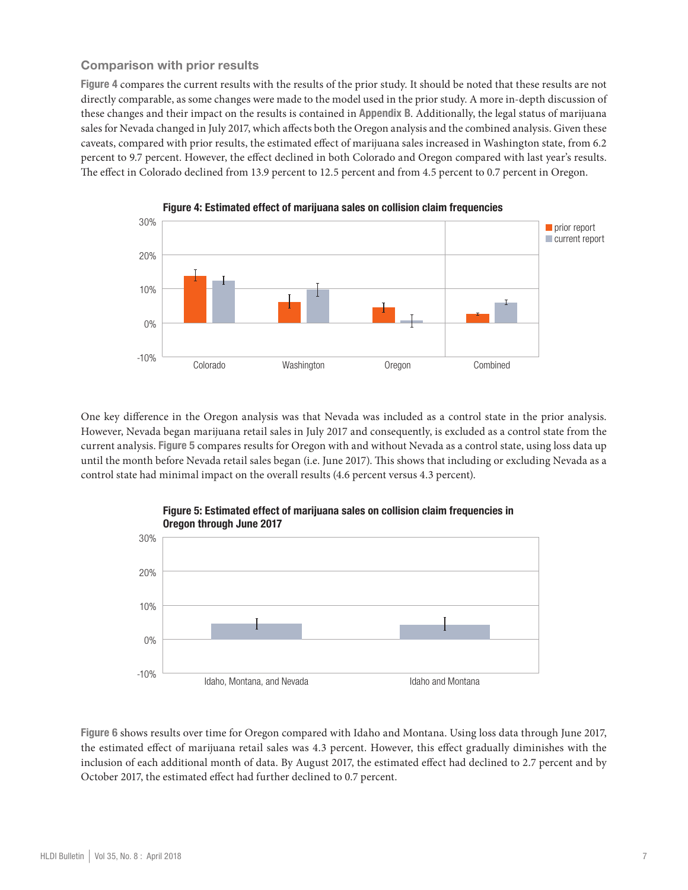### Comparison with prior results

**Figure 4** compares the current results with the results of the prior study. It should be noted that these results are not directly comparable, as some changes were made to the model used in the prior study. A more in-depth discussion of these changes and their impact on the results is contained in **Appendix B**. Additionally, the legal status of marijuana sales for Nevada changed in July 2017, which affects both the Oregon analysis and the combined analysis. Given these caveats, compared with prior results, the estimated effect of marijuana sales increased in Washington state, from 6.2 percent to 9.7 percent. However, the effect declined in both Colorado and Oregon compared with last year's results. The effect in Colorado declined from 13.9 percent to 12.5 percent and from 4.5 percent to 0.7 percent in Oregon.

**Figure 4: Estimated effect of marijuana sales on collision claim frequencies**

One key difference in the Oregon analysis was that Nevada was included as a control state in the prior analysis. However, Nevada began marijuana retail sales in July 2017 and consequently, is excluded as a control state from the current analysis. **Figure 5** compares results for Oregon with and without Nevada as a control state, using loss data up until the month before Nevada retail sales began (i.e. June 2017). This shows that including or excluding Nevada as a control state had minimal impact on the overall results (4.6 percent versus 4.3 percent).

**Figure 5: Estimated effect of marijuana sales on collision claim frequencies in Oregon through June 2017**

**Figure 6** shows results over time for Oregon compared with Idaho and Montana. Using loss data through June 2017, the estimated effect of marijuana retail sales was 4.3 percent. However, this effect gradually diminishes with the inclusion of each additional month of data. By August 2017, the estimated effect had declined to 2.7 percent and by October 2017, the estimated effect had further declined to 0.7 percent.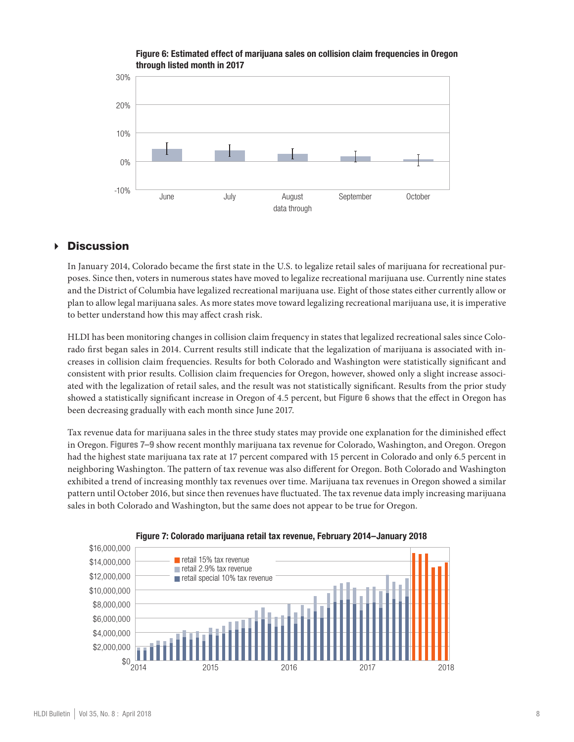**Figure 6: Estimated effect of marijuana sales on collision claim frequencies in Oregon through listed month in 2017**

## Discussion

In January 2014, Colorado became the first state in the U.S. to legalize retail sales of marijuana for recreational purposes. Since then, voters in numerous states have moved to legalize recreational marijuana use. Currently nine states and the District of Columbia have legalized recreational marijuana use. Eight of those states either currently allow or plan to allow legal marijuana sales. As more states move toward legalizing recreational marijuana use, it is imperative to better understand how this may affect crash risk.

HLDI has been monitoring changes in collision claim frequency in states that legalized recreational sales since Colorado first began sales in 2014. Current results still indicate that the legalization of marijuana is associated with increases in collision claim frequencies. Results for both Colorado and Washington were statistically significant and consistent with prior results. Collision claim frequencies for Oregon, however, showed only a slight increase associated with the legalization of retail sales, and the result was not statistically significant. Results from the prior study showed a statistically significant increase in Oregon of 4.5 percent, but **Figure 6** shows that the effect in Oregon has been decreasing gradually with each month since June 2017.

Tax revenue data for marijuana sales in the three study states may provide one explanation for the diminished effect in Oregon. **Figures 7–9** show recent monthly marijuana tax revenue for Colorado, Washington, and Oregon. Oregon had the highest state marijuana tax rate at 17 percent compared with 15 percent in Colorado and only 6.5 percent in neighboring Washington. The pattern of tax revenue was also different for Oregon. Both Colorado and Washington exhibited a trend of increasing monthly tax revenues over time. Marijuana tax revenues in Oregon showed a similar pattern until October 2016, but since then revenues have fluctuated. The tax revenue data imply increasing marijuana sales in both Colorado and Washington, but the same does not appear to be true for Oregon.

**Figure 7: Colorado marijuana retail tax revenue, February 2014–January 2018**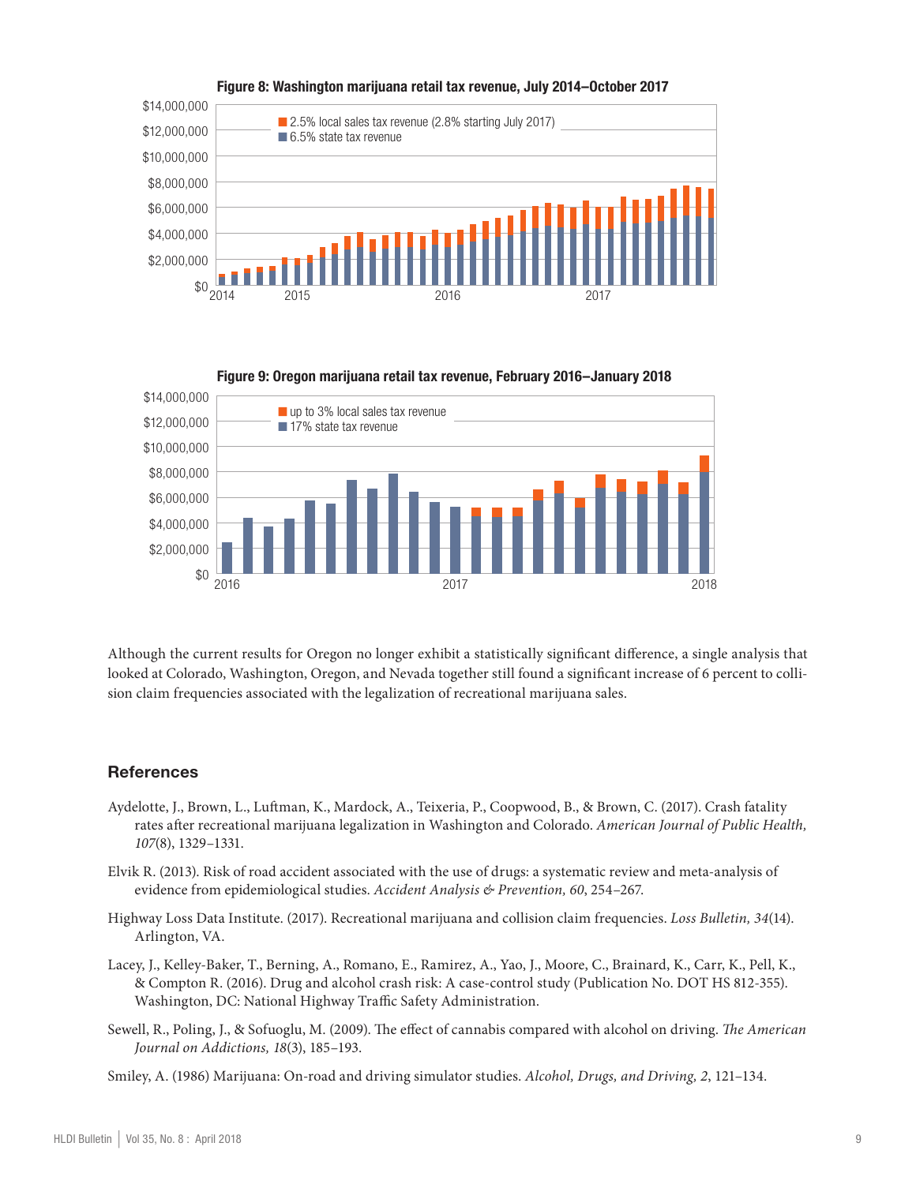**Figure 8: Washington marijuana retail tax revenue, July 2014–October 2017**

**Figure 9: Oregon marijuana retail tax revenue, February 2016–January 2018**

Although the current results for Oregon no longer exhibit a statistically significant difference, a single analysis that looked at Colorado, Washington, Oregon, and Nevada together still found a significant increase of 6 percent to collision claim frequencies associated with the legalization of recreational marijuana sales.

## References

Aydelotte, J., Brown, L., Luftman, K., Mardock, A., Teixeria, P., Coopwood, B., & Brown, C. (2017). Crash fatality rates after recreational marijuana legalization in Washington and Colorado. *American Journal of Public Health, 107*(8), 1329–1331.

Elvik R. (2013). Risk of road accident associated with the use of drugs: a systematic review and meta-analysis of evidence from epidemiological studies. *Accident Analysis & Prevention, 60*, 254–267.

Highway Loss Data Institute. (2017). Recreational marijuana and collision claim frequencies. *Loss Bulletin, 34*(14). Arlington, VA.

Lacey, J., Kelley-Baker, T., Berning, A., Romano, E., Ramirez, A., Yao, J., Moore, C., Brainard, K., Carr, K., Pell, K., & Compton R. (2016). Drug and alcohol crash risk: A case-control study (Publication No. DOT HS 812-355). Washington, DC: National Highway Traffic Safety Administration.

Sewell, R., Poling, J., & Sofuoglu, M. (2009). The effect of cannabis compared with alcohol on driving. *The American Journal on Addictions, 18*(3), 185–193.

Smiley, A. (1986) Marijuana: On-road and driving simulator studies. *Alcohol, Drugs, and Driving, 2*, 121–134.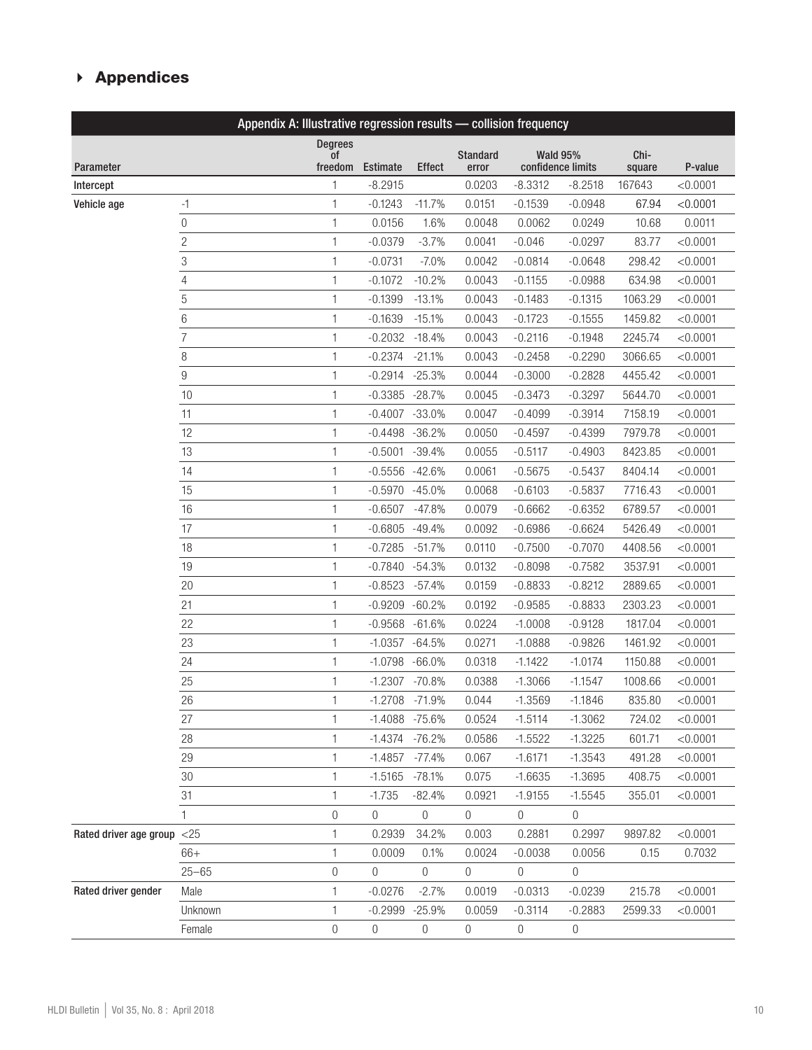## Appendices

| Appendix A: Illustrative regression results — collision frequency | | | | | | | | | |
|---|---|---|---|---|---|---|---|---|---|
| Parameter | | Degrees of freedom | Estimate | Effect | Standard error | Wald 95% confidence limits | | Chi-square | P-value |
| **Intercept** | | 1 | -8.2915 | | 0.0203 | -8.3312 | -8.2518 | 167643 | <0.0001 |
| **Vehicle age** | -1 | 1 | -0.1243 | -11.7% | 0.0151 | -0.1539 | -0.0948 | 67.94 | <0.0001 |
| | 0 | 1 | 0.0156 | 1.6% | 0.0048 | 0.0062 | 0.0249 | 10.68 | 0.0011 |
| | 2 | 1 | -0.0379 | -3.7% | 0.0041 | -0.046 | -0.0297 | 83.77 | <0.0001 |
| | 3 | 1 | -0.0731 | -7.0% | 0.0042 | -0.0814 | -0.0648 | 298.42 | <0.0001 |
| | 4 | 1 | -0.1072 | -10.2% | 0.0043 | -0.1155 | -0.0988 | 634.98 | <0.0001 |
| | 5 | 1 | -0.1399 | -13.1% | 0.0043 | -0.1483 | -0.1315 | 1063.29 | <0.0001 |
| | 6 | 1 | -0.1639 | -15.1% | 0.0043 | -0.1723 | -0.1555 | 1459.82 | <0.0001 |
| | 7 | 1 | -0.2032 | -18.4% | 0.0043 | -0.2116 | -0.1948 | 2245.74 | <0.0001 |
| | 8 | 1 | -0.2374 | -21.1% | 0.0043 | -0.2458 | -0.2290 | 3066.65 | <0.0001 |
| | 9 | 1 | -0.2914 | -25.3% | 0.0044 | -0.3000 | -0.2828 | 4455.42 | <0.0001 |
| | 10 | 1 | -0.3385 | -28.7% | 0.0045 | -0.3473 | -0.3297 | 5644.70 | <0.0001 |
| | 11 | 1 | -0.4007 | -33.0% | 0.0047 | -0.4099 | -0.3914 | 7158.19 | <0.0001 |
| | 12 | 1 | -0.4498 | -36.2% | 0.0050 | -0.4597 | -0.4399 | 7979.78 | <0.0001 |
| | 13 | 1 | -0.5001 | -39.4% | 0.0055 | -0.5117 | -0.4903 | 8423.85 | <0.0001 |
| | 14 | 1 | -0.5556 | -42.6% | 0.0061 | -0.5675 | -0.5437 | 8404.14 | <0.0001 |
| | 15 | 1 | -0.5970 | -45.0% | 0.0068 | -0.6103 | -0.5837 | 7716.43 | <0.0001 |
| | 16 | 1 | -0.6507 | -47.8% | 0.0079 | -0.6662 | -0.6352 | 6789.57 | <0.0001 |
| | 17 | 1 | -0.6805 | -49.4% | 0.0092 | -0.6986 | -0.6624 | 5426.49 | <0.0001 |
| | 18 | 1 | -0.7285 | -51.7% | 0.0110 | -0.7500 | -0.7070 | 4408.56 | <0.0001 |
| | 19 | 1 | -0.7840 | -54.3% | 0.0132 | -0.8098 | -0.7582 | 3537.91 | <0.0001 |
| | 20 | 1 | -0.8523 | -57.4% | 0.0159 | -0.8833 | -0.8212 | 2889.65 | <0.0001 |
| | 21 | 1 | -0.9209 | -60.2% | 0.0192 | -0.9585 | -0.8833 | 2303.23 | <0.0001 |
| | 22 | 1 | -0.9568 | -61.6% | 0.0224 | -1.0008 | -0.9128 | 1817.04 | <0.0001 |
| | 23 | 1 | -1.0357 | -64.5% | 0.0271 | -1.0888 | -0.9826 | 1461.92 | <0.0001 |
| | 24 | 1 | -1.0798 | -66.0% | 0.0318 | -1.1422 | -1.0174 | 1150.88 | <0.0001 |
| | 25 | 1 | -1.2307 | -70.8% | 0.0388 | -1.3066 | -1.1547 | 1008.66 | <0.0001 |
| | 26 | 1 | -1.2708 | -71.9% | 0.044 | -1.3569 | -1.1846 | 835.80 | <0.0001 |
| | 27 | 1 | -1.4088 | -75.6% | 0.0524 | -1.5114 | -1.3062 | 724.02 | <0.0001 |
| | 28 | 1 | -1.4374 | -76.2% | 0.0586 | -1.5522 | -1.3225 | 601.71 | <0.0001 |
| | 29 | 1 | -1.4857 | -77.4% | 0.067 | -1.6171 | -1.3543 | 491.28 | <0.0001 |
| | 30 | 1 | -1.5165 | -78.1% | 0.075 | -1.6635 | -1.3695 | 408.75 | <0.0001 |
| | 31 | 1 | -1.735 | -82.4% | 0.0921 | -1.9155 | -1.5545 | 355.01 | <0.0001 |
| | 1 | 0 | 0 | 0 | 0 | 0 | 0 | | |
| **Rated driver age group** | <25 | 1 | 0.2939 | 34.2% | 0.003 | 0.2881 | 0.2997 | 9897.82 | <0.0001 |
| | 66+ | 1 | 0.0009 | 0.1% | 0.0024 | -0.0038 | 0.0056 | 0.15 | 0.7032 |
| | 25–65 | 0 | 0 | 0 | 0 | 0 | 0 | | |
| **Rated driver gender** | Male | 1 | -0.0276 | -2.7% | 0.0019 | -0.0313 | -0.0239 | 215.78 | <0.0001 |
| | Unknown | 1 | -0.2999 | -25.9% | 0.0059 | -0.3114 | -0.2883 | 2599.33 | <0.0001 |
| | Female | 0 | 0 | 0 | 0 | 0 | 0 | | |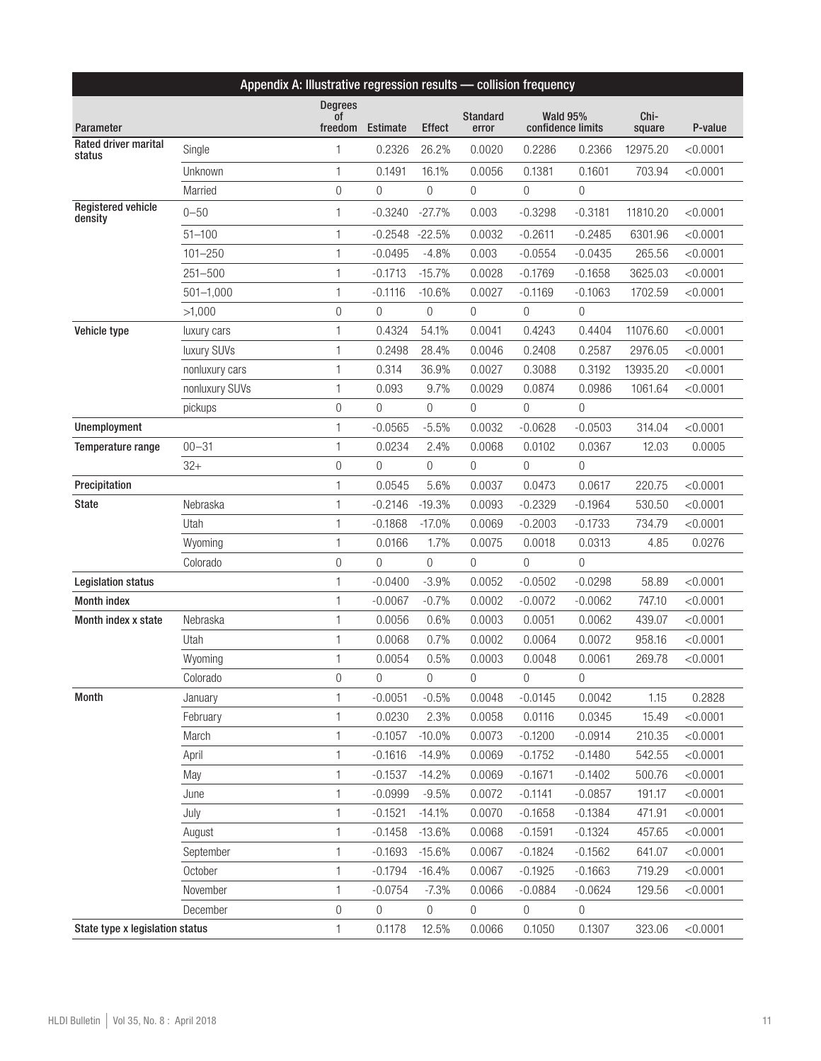## Appendix A: Illustrative regression results — collision frequency

| Parameter | | Degrees of freedom | Estimate | Effect | Standard error | Wald 95% confidence limits | | Chi-square | P-value |
|---|---|---|---|---|---|---|---|---|---|
| **Rated driver marital status** | Single | 1 | 0.2326 | 26.2% | 0.0020 | 0.2286 | 0.2366 | 12975.20 | <0.0001 |
| | Unknown | 1 | 0.1491 | 16.1% | 0.0056 | 0.1381 | 0.1601 | 703.94 | <0.0001 |
| | Married | 0 | 0 | 0 | 0 | 0 | 0 | | |
| **Registered vehicle density** | 0–50 | 1 | -0.3240 | -27.7% | 0.003 | -0.3298 | -0.3181 | 11810.20 | <0.0001 |
| | 51–100 | 1 | -0.2548 | -22.5% | 0.0032 | -0.2611 | -0.2485 | 6301.96 | <0.0001 |
| | 101–250 | 1 | -0.0495 | -4.8% | 0.003 | -0.0554 | -0.0435 | 265.56 | <0.0001 |
| | 251–500 | 1 | -0.1713 | -15.7% | 0.0028 | -0.1769 | -0.1658 | 3625.03 | <0.0001 |
| | 501–1,000 | 1 | -0.1116 | -10.6% | 0.0027 | -0.1169 | -0.1063 | 1702.59 | <0.0001 |
| | >1,000 | 0 | 0 | 0 | 0 | 0 | 0 | | |
| **Vehicle type** | luxury cars | 1 | 0.4324 | 54.1% | 0.0041 | 0.4243 | 0.4404 | 11076.60 | <0.0001 |
| | luxury SUVs | 1 | 0.2498 | 28.4% | 0.0046 | 0.2408 | 0.2587 | 2976.05 | <0.0001 |
| | nonluxury cars | 1 | 0.314 | 36.9% | 0.0027 | 0.3088 | 0.3192 | 13935.20 | <0.0001 |
| | nonluxury SUVs | 1 | 0.093 | 9.7% | 0.0029 | 0.0874 | 0.0986 | 1061.64 | <0.0001 |
| | pickups | 0 | 0 | 0 | 0 | 0 | 0 | | |
| **Unemployment** | | 1 | -0.0565 | -5.5% | 0.0032 | -0.0628 | -0.0503 | 314.04 | <0.0001 |
| **Temperature range** | 00–31 | 1 | 0.0234 | 2.4% | 0.0068 | 0.0102 | 0.0367 | 12.03 | 0.0005 |
| | 32+ | 0 | 0 | 0 | 0 | 0 | 0 | | |
| **Precipitation** | | 1 | 0.0545 | 5.6% | 0.0037 | 0.0473 | 0.0617 | 220.75 | <0.0001 |
| **State** | Nebraska | 1 | -0.2146 | -19.3% | 0.0093 | -0.2329 | -0.1964 | 530.50 | <0.0001 |
| | Utah | 1 | -0.1868 | -17.0% | 0.0069 | -0.2003 | -0.1733 | 734.79 | <0.0001 |
| | Wyoming | 1 | 0.0166 | 1.7% | 0.0075 | 0.0018 | 0.0313 | 4.85 | 0.0276 |
| | Colorado | 0 | 0 | 0 | 0 | 0 | 0 | | |
| **Legislation status** | | 1 | -0.0400 | -3.9% | 0.0052 | -0.0502 | -0.0298 | 58.89 | <0.0001 |
| **Month index** | | 1 | -0.0067 | -0.7% | 0.0002 | -0.0072 | -0.0062 | 747.10 | <0.0001 |
| **Month index x state** | Nebraska | 1 | 0.0056 | 0.6% | 0.0003 | 0.0051 | 0.0062 | 439.07 | <0.0001 |
| | Utah | 1 | 0.0068 | 0.7% | 0.0002 | 0.0064 | 0.0072 | 958.16 | <0.0001 |
| | Wyoming | 1 | 0.0054 | 0.5% | 0.0003 | 0.0048 | 0.0061 | 269.78 | <0.0001 |
| | Colorado | 0 | 0 | 0 | 0 | 0 | 0 | | |
| **Month** | January | 1 | -0.0051 | -0.5% | 0.0048 | -0.0145 | 0.0042 | 1.15 | 0.2828 |
| | February | 1 | 0.0230 | 2.3% | 0.0058 | 0.0116 | 0.0345 | 15.49 | <0.0001 |
| | March | 1 | -0.1057 | -10.0% | 0.0073 | -0.1200 | -0.0914 | 210.35 | <0.0001 |
| | April | 1 | -0.1616 | -14.9% | 0.0069 | -0.1752 | -0.1480 | 542.55 | <0.0001 |
| | May | 1 | -0.1537 | -14.2% | 0.0069 | -0.1671 | -0.1402 | 500.76 | <0.0001 |
| | June | 1 | -0.0999 | -9.5% | 0.0072 | -0.1141 | -0.0857 | 191.17 | <0.0001 |
| | July | 1 | -0.1521 | -14.1% | 0.0070 | -0.1658 | -0.1384 | 471.91 | <0.0001 |
| | August | 1 | -0.1458 | -13.6% | 0.0068 | -0.1591 | -0.1324 | 457.65 | <0.0001 |
| | September | 1 | -0.1693 | -15.6% | 0.0067 | -0.1824 | -0.1562 | 641.07 | <0.0001 |
| | October | 1 | -0.1794 | -16.4% | 0.0067 | -0.1925 | -0.1663 | 719.29 | <0.0001 |
| | November | 1 | -0.0754 | -7.3% | 0.0066 | -0.0884 | -0.0624 | 129.56 | <0.0001 |
| | December | 0 | 0 | 0 | 0 | 0 | 0 | | |
| **State type x legislation status** | | 1 | 0.1178 | 12.5% | 0.0066 | 0.1050 | 0.1307 | 323.06 | <0.0001 |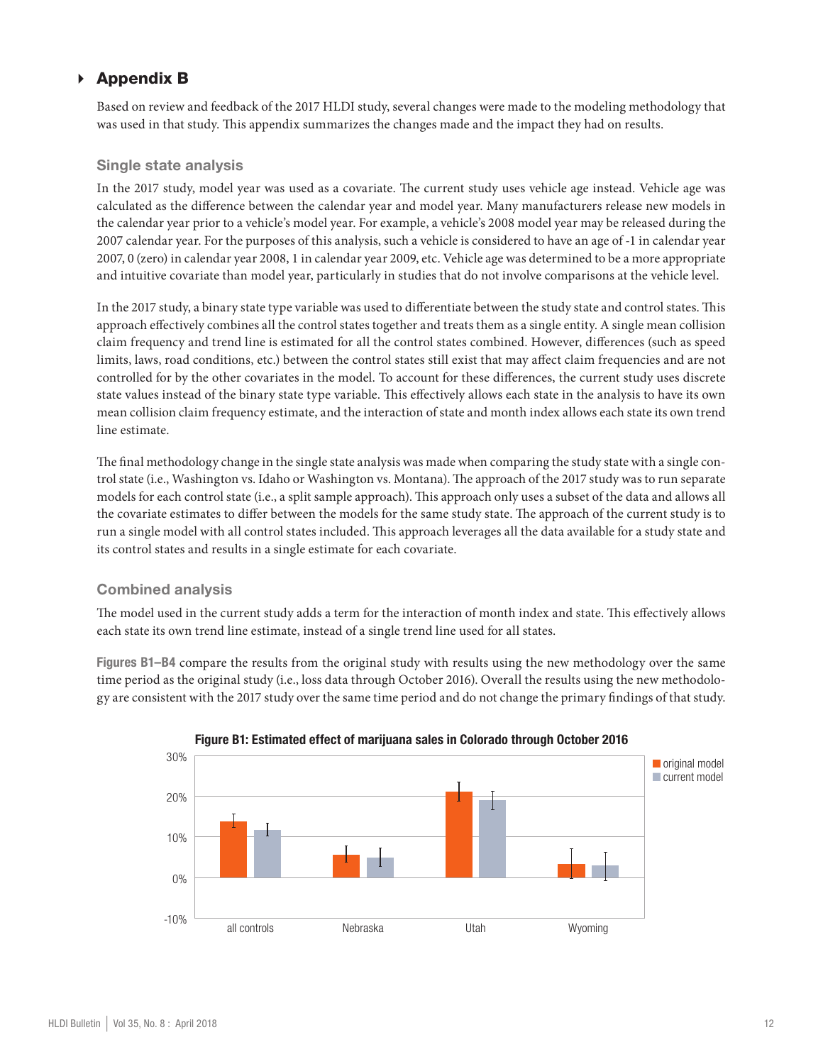## Appendix B

Based on review and feedback of the 2017 HLDI study, several changes were made to the modeling methodology that was used in that study. This appendix summarizes the changes made and the impact they had on results.

### Single state analysis

In the 2017 study, model year was used as a covariate. The current study uses vehicle age instead. Vehicle age was calculated as the difference between the calendar year and model year. Many manufacturers release new models in the calendar year prior to a vehicle's model year. For example, a vehicle's 2008 model year may be released during the 2007 calendar year. For the purposes of this analysis, such a vehicle is considered to have an age of -1 in calendar year 2007, 0 (zero) in calendar year 2008, 1 in calendar year 2009, etc. Vehicle age was determined to be a more appropriate and intuitive covariate than model year, particularly in studies that do not involve comparisons at the vehicle level.

In the 2017 study, a binary state type variable was used to differentiate between the study state and control states. This approach effectively combines all the control states together and treats them as a single entity. A single mean collision claim frequency and trend line is estimated for all the control states combined. However, differences (such as speed limits, laws, road conditions, etc.) between the control states still exist that may affect claim frequencies and are not controlled for by the other covariates in the model. To account for these differences, the current study uses discrete state values instead of the binary state type variable. This effectively allows each state in the analysis to have its own mean collision claim frequency estimate, and the interaction of state and month index allows each state its own trend line estimate.

The final methodology change in the single state analysis was made when comparing the study state with a single control state (i.e., Washington vs. Idaho or Washington vs. Montana). The approach of the 2017 study was to run separate models for each control state (i.e., a split sample approach). This approach only uses a subset of the data and allows all the covariate estimates to differ between the models for the same study state. The approach of the current study is to run a single model with all control states included. This approach leverages all the data available for a study state and its control states and results in a single estimate for each covariate.

### Combined analysis

The model used in the current study adds a term for the interaction of month index and state. This effectively allows each state its own trend line estimate, instead of a single trend line used for all states.

**Figures B1–B4** compare the results from the original study with results using the new methodology over the same time period as the original study (i.e., loss data through October 2016). Overall the results using the new methodology are consistent with the 2017 study over the same time period and do not change the primary findings of that study.

**Figure B1: Estimated effect of marijuana sales in Colorado through October 2016**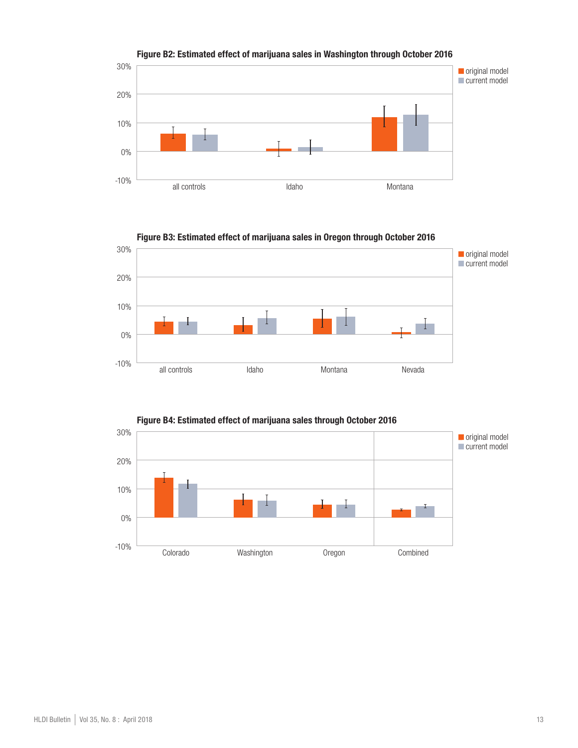**Figure B2: Estimated effect of marijuana sales in Washington through October 2016**

**Figure B3: Estimated effect of marijuana sales in Oregon through October 2016**

**Figure B4: Estimated effect of marijuana sales through October 2016**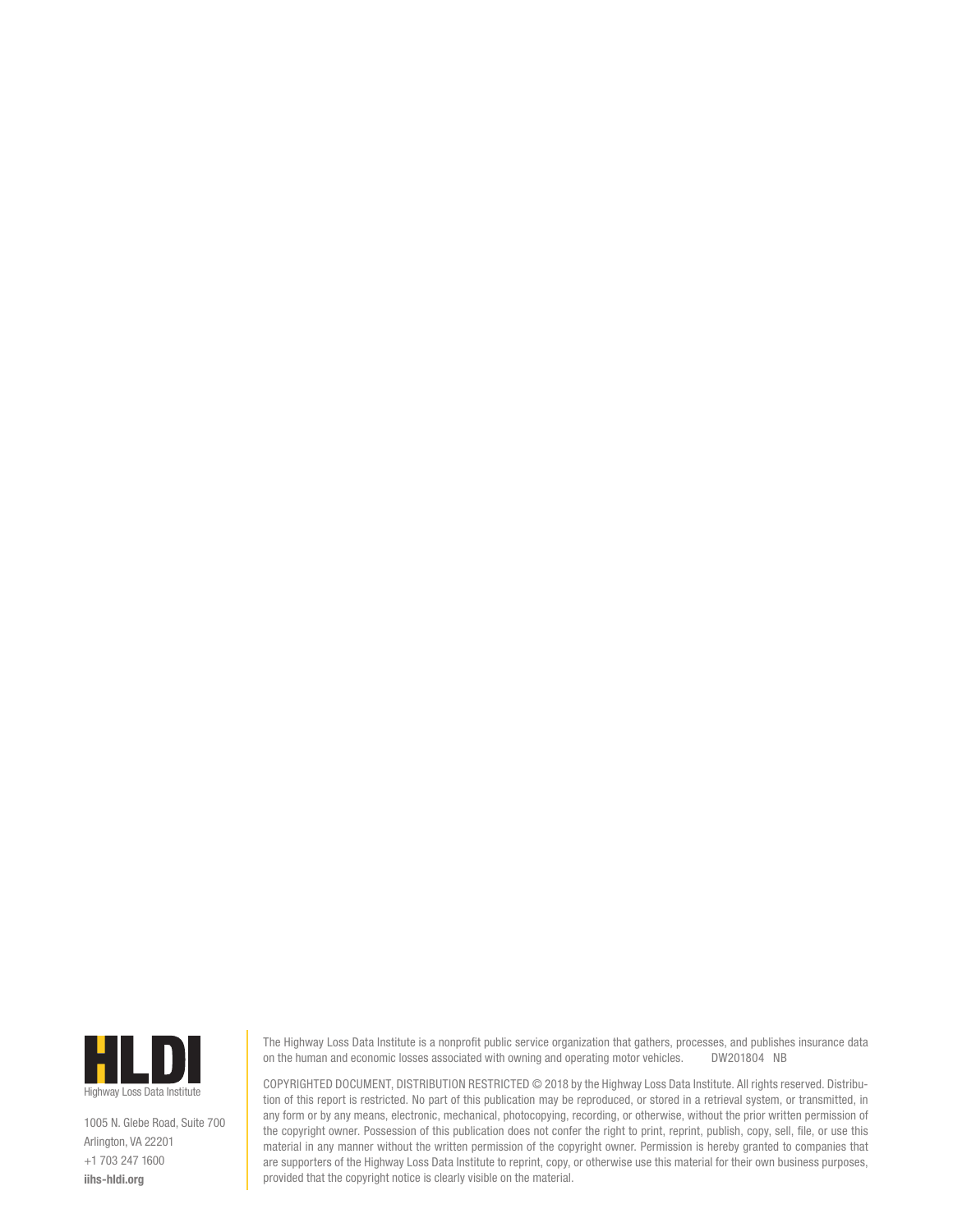HLDI

Highway Loss Data Institute

1005 N. Glebe Road, Suite 700
Arlington, VA 22201
+1 703 247 1600
**iihs-hldi.org**

The Highway Loss Data Institute is a nonprofit public service organization that gathers, processes, and publishes insurance data on the human and economic losses associated with owning and operating motor vehicles. DW201804 NB

COPYRIGHTED DOCUMENT, DISTRIBUTION RESTRICTED © 2018 by the Highway Loss Data Institute. All rights reserved. Distribution of this report is restricted. No part of this publication may be reproduced, or stored in a retrieval system, or transmitted, in any form or by any means, electronic, mechanical, photocopying, recording, or otherwise, without the prior written permission of the copyright owner. Possession of this publication does not confer the right to print, reprint, publish, copy, sell, file, or use this material in any manner without the written permission of the copyright owner. Permission is hereby granted to companies that are supporters of the Highway Loss Data Institute to reprint, copy, or otherwise use this material for their own business purposes, provided that the copyright notice is clearly visible on the material.